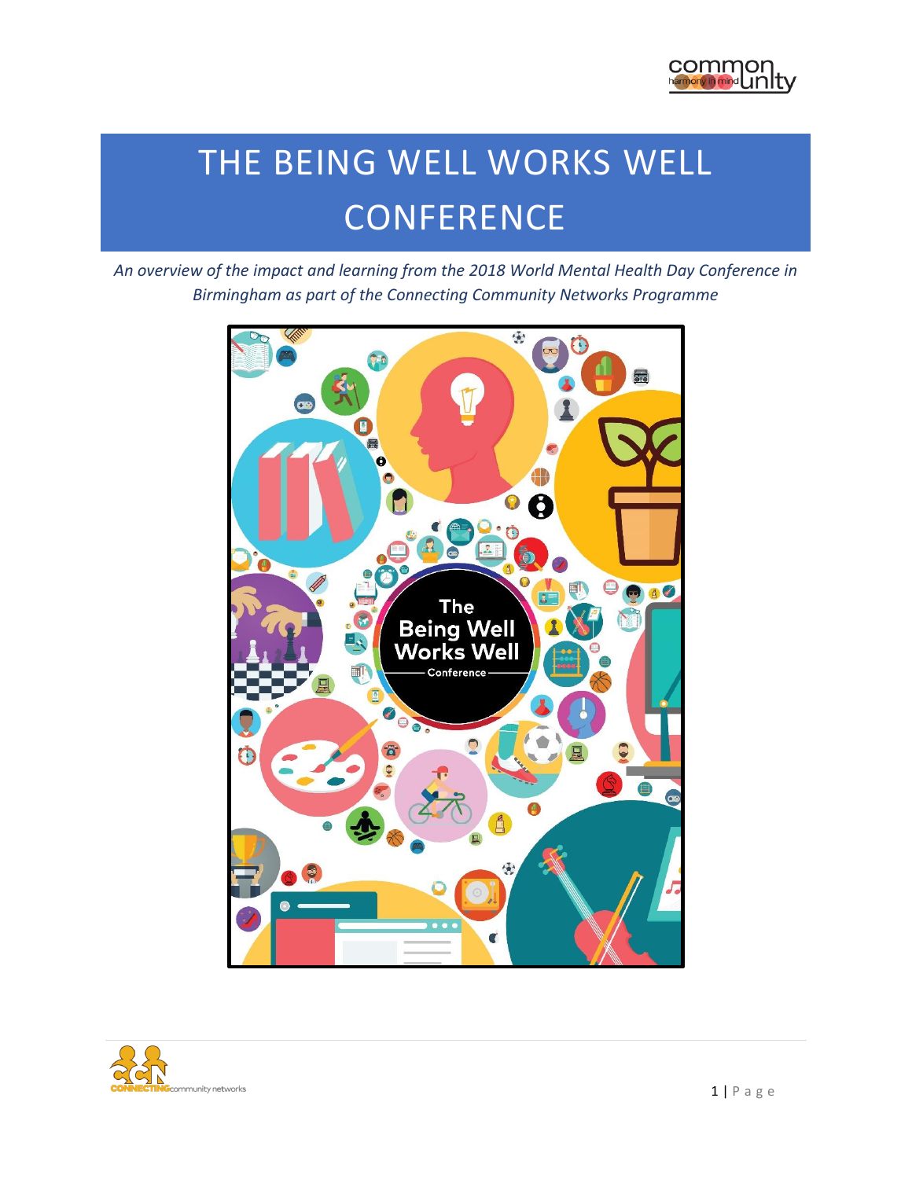# THE BEING WELL WORKS WELL CONFERENCE

*An overview of the impact and learning from the 2018 World Mental Health Day Conference in Birmingham as part of the Connecting Community Networks Programme*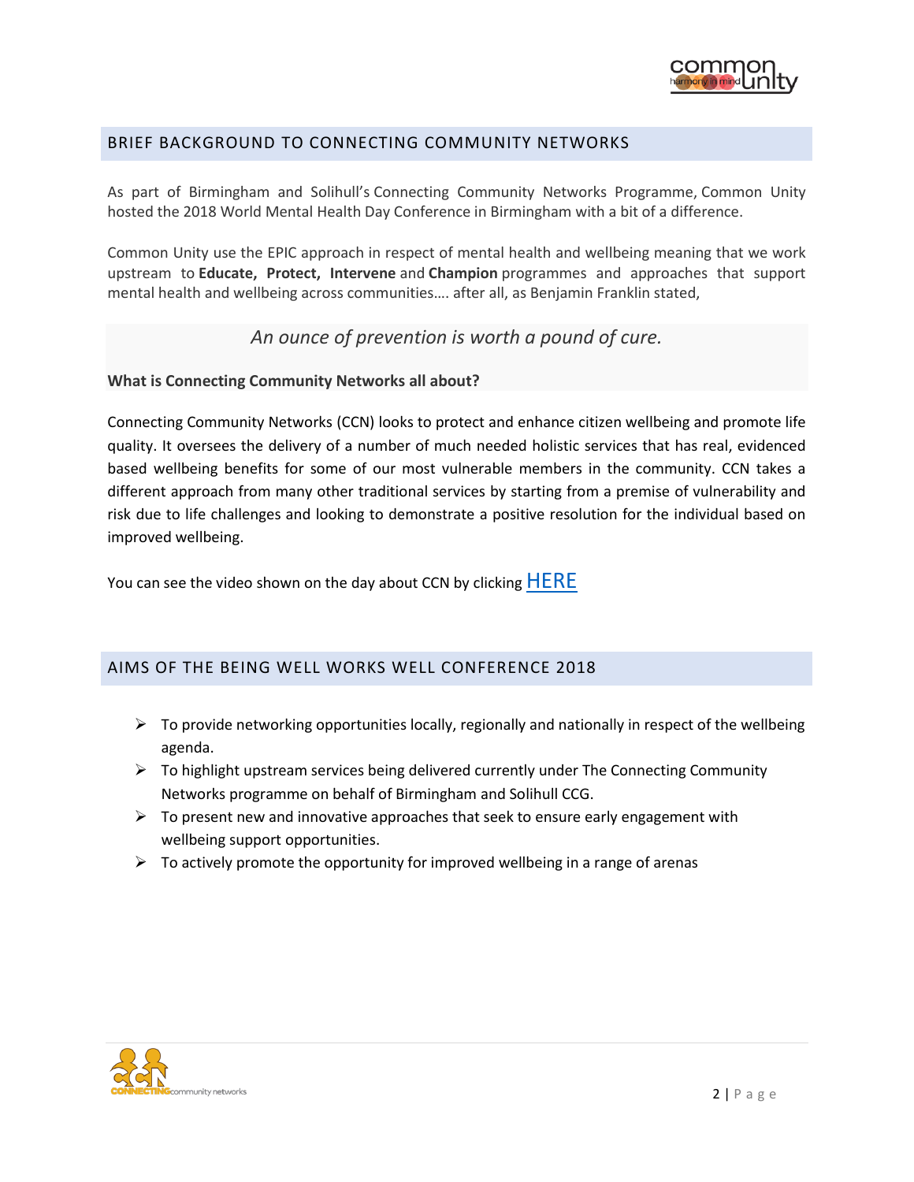## BRIEF BACKGROUND TO CONNECTING COMMUNITY NETWORKS

As part of Birmingham and Solihull's Connecting Community Networks Programme, Common Unity hosted the 2018 World Mental Health Day Conference in Birmingham with a bit of a difference.

Common Unity use the EPIC approach in respect of mental health and wellbeing meaning that we work upstream to **Educate, Protect, Intervene** and **Champion** programmes and approaches that support mental health and wellbeing across communities…. after all, as Benjamin Franklin stated,

*An ounce of prevention is worth a pound of cure.*

**What is Connecting Community Networks all about?**

Connecting Community Networks (CCN) looks to protect and enhance citizen wellbeing and promote life quality. It oversees the delivery of a number of much needed holistic services that has real, evidenced based wellbeing benefits for some of our most vulnerable members in the community. CCN takes a different approach from many other traditional services by starting from a premise of vulnerability and risk due to life challenges and looking to demonstrate a positive resolution for the individual based on improved wellbeing.

You can see the video shown on the day about CCN by clicking HERE

## AIMS OF THE BEING WELL WORKS WELL CONFERENCE 2018

- To provide networking opportunities locally, regionally and nationally in respect of the wellbeing agenda.
- To highlight upstream services being delivered currently under The Connecting Community Networks programme on behalf of Birmingham and Solihull CCG.
- To present new and innovative approaches that seek to ensure early engagement with wellbeing support opportunities.
- To actively promote the opportunity for improved wellbeing in a range of arenas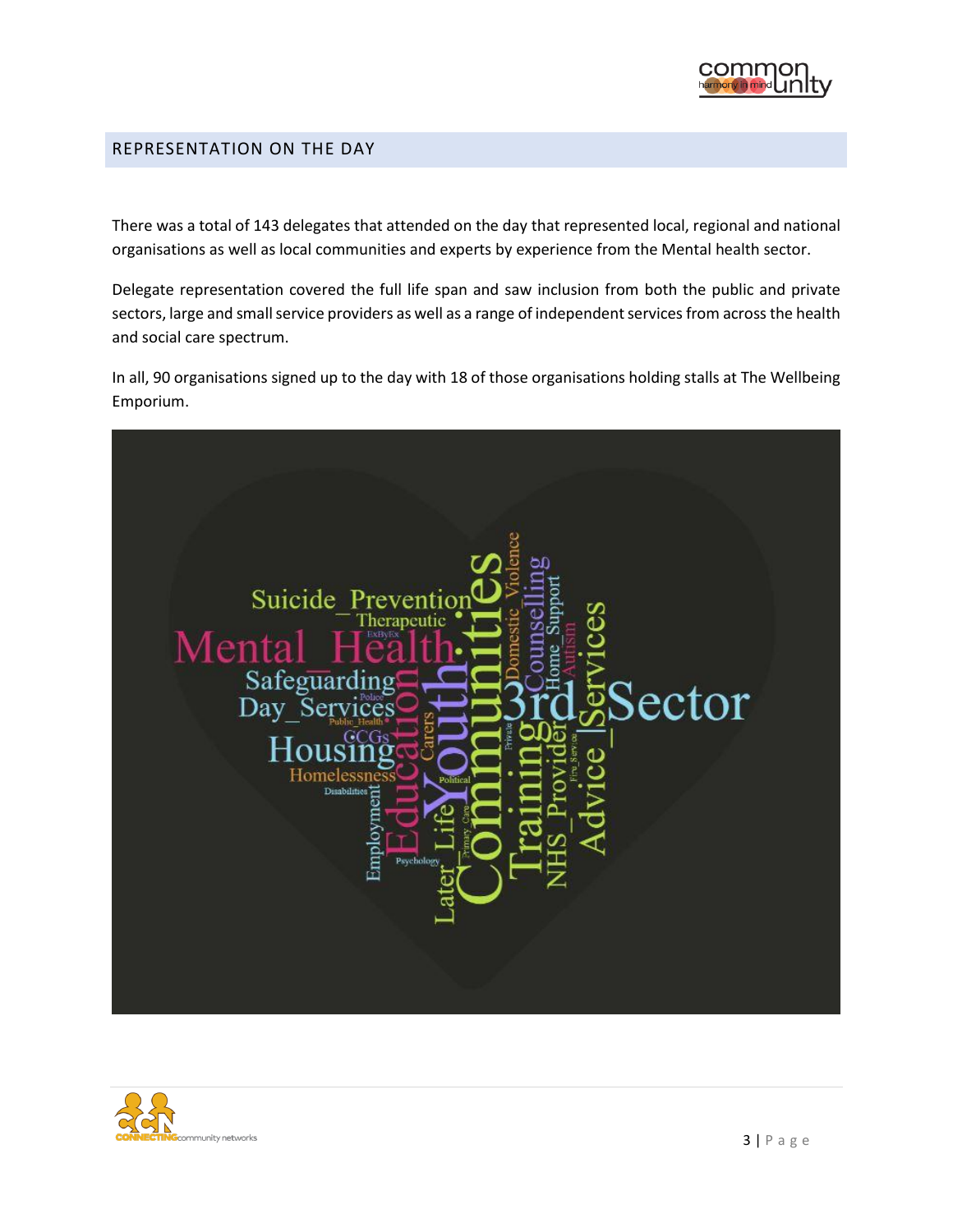## REPRESENTATION ON THE DAY

There was a total of 143 delegates that attended on the day that represented local, regional and national organisations as well as local communities and experts by experience from the Mental health sector.

Delegate representation covered the full life span and saw inclusion from both the public and private sectors, large and small service providers as well as a range of independent services from across the health and social care spectrum.

In all, 90 organisations signed up to the day with 18 of those organisations holding stalls at The Wellbeing Emporium.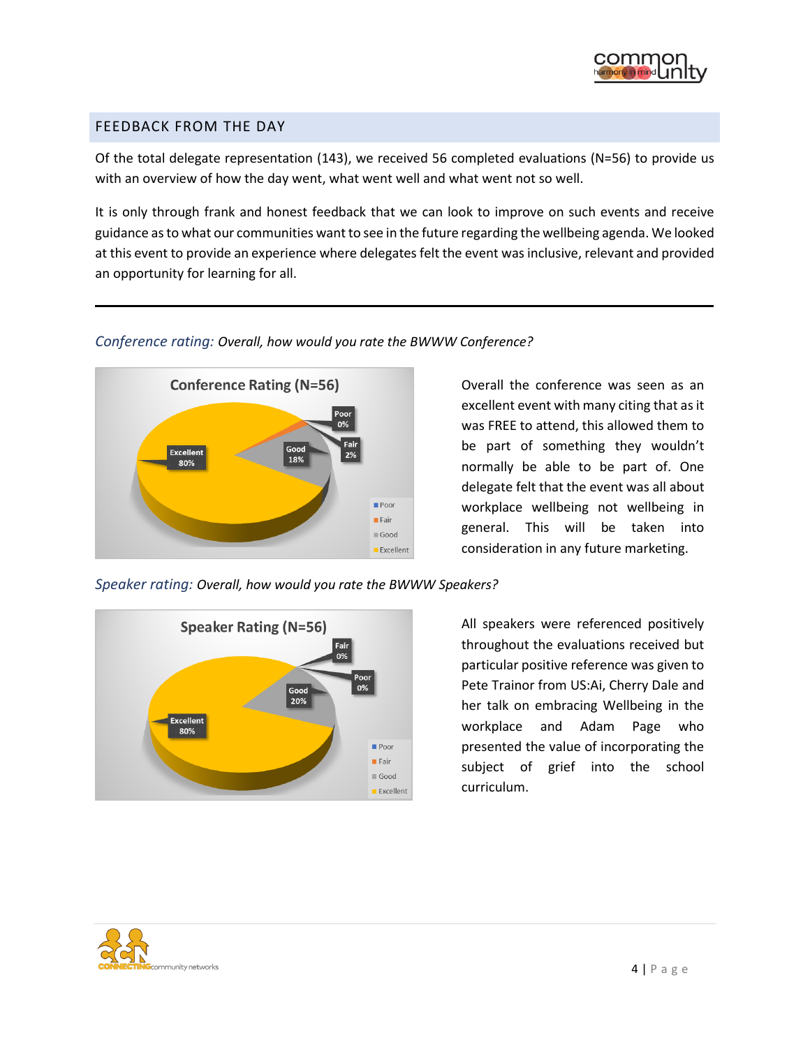## FEEDBACK FROM THE DAY

Of the total delegate representation (143), we received 56 completed evaluations (N=56) to provide us with an overview of how the day went, what went well and what went not so well.

It is only through frank and honest feedback that we can look to improve on such events and receive guidance as to what our communities want to see in the future regarding the wellbeing agenda. We looked at this event to provide an experience where delegates felt the event was inclusive, relevant and provided an opportunity for learning for all.

---

*Conference rating: Overall, how would you rate the BWWW Conference?*

Conference Rating (N=56)

| Rating | % |
|---|---|
| Poor | 0% |
| Fair | 2% |
| Good | 18% |
| Excellent | 80% |

Overall the conference was seen as an excellent event with many citing that as it was FREE to attend, this allowed them to be part of something they wouldn't normally be able to be part of. One delegate felt that the event was all about workplace wellbeing not wellbeing in general. This will be taken into consideration in any future marketing.

*Speaker rating: Overall, how would you rate the BWWW Speakers?*

Speaker Rating (N=56)

| Rating | % |
|---|---|
| Poor | 0% |
| Fair | 0% |
| Good | 20% |
| Excellent | 80% |

All speakers were referenced positively throughout the evaluations received but particular positive reference was given to Pete Trainor from US:Ai, Cherry Dale and her talk on embracing Wellbeing in the workplace and Adam Page who presented the value of incorporating the subject of grief into the school curriculum.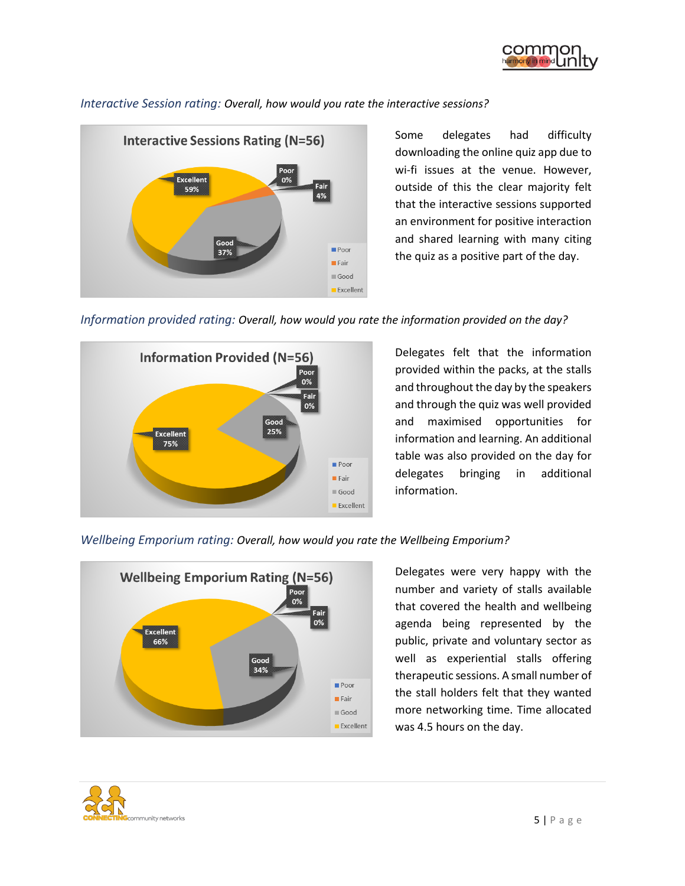*Interactive Session rating: Overall, how would you rate the interactive sessions?*

**Interactive Sessions Rating (N=56)**

| Rating | Percentage |
|---|---|
| Poor | 0% |
| Fair | 4% |
| Good | 37% |
| Excellent | 59% |

Some delegates had difficulty downloading the online quiz app due to wi-fi issues at the venue. However, outside of this the clear majority felt that the interactive sessions supported an environment for positive interaction and shared learning with many citing the quiz as a positive part of the day.

*Information provided rating: Overall, how would you rate the information provided on the day?*

**Information Provided (N=56)**

| Rating | Percentage |
|---|---|
| Poor | 0% |
| Fair | 0% |
| Good | 25% |
| Excellent | 75% |

Delegates felt that the information provided within the packs, at the stalls and throughout the day by the speakers and through the quiz was well provided and maximised opportunities for information and learning. An additional table was also provided on the day for delegates bringing in additional information.

*Wellbeing Emporium rating: Overall, how would you rate the Wellbeing Emporium?*

**Wellbeing Emporium Rating (N=56)**

| Rating | Percentage |
|---|---|
| Poor | 0% |
| Fair | 0% |
| Good | 34% |
| Excellent | 66% |

Delegates were very happy with the number and variety of stalls available that covered the health and wellbeing agenda being represented by the public, private and voluntary sector as well as experiential stalls offering therapeutic sessions. A small number of the stall holders felt that they wanted more networking time. Time allocated was 4.5 hours on the day.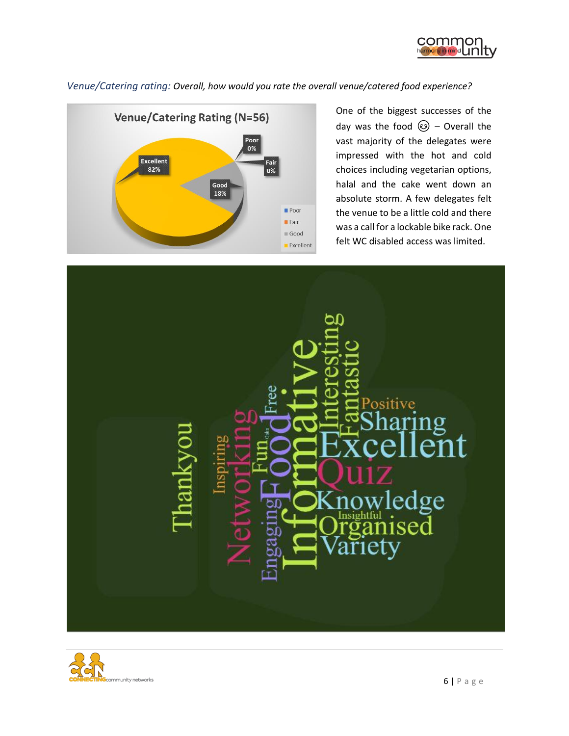*Venue/Catering rating: Overall, how would you rate the overall venue/catered food experience?*

Venue/Catering Rating (N=56)

Poor 0%

Fair 0%

Good 18%

Excellent 82%

Poor
Fair
Good
Excellent

One of the biggest successes of the day was the food 😉 – Overall the vast majority of the delegates were impressed with the hot and cold choices including vegetarian options, halal and the cake went down an absolute storm. A few delegates felt the venue to be a little cold and there was a call for a lockable bike rack. One felt WC disabled access was limited.

Thankyou
Inspiring
Networking
Engaging
Fun
Cake
Food
Free
Informative
Interesting
Fantastic
Positive
Sharing
Excellent
Quiz
Knowledge
Insightful
Organised
Variety